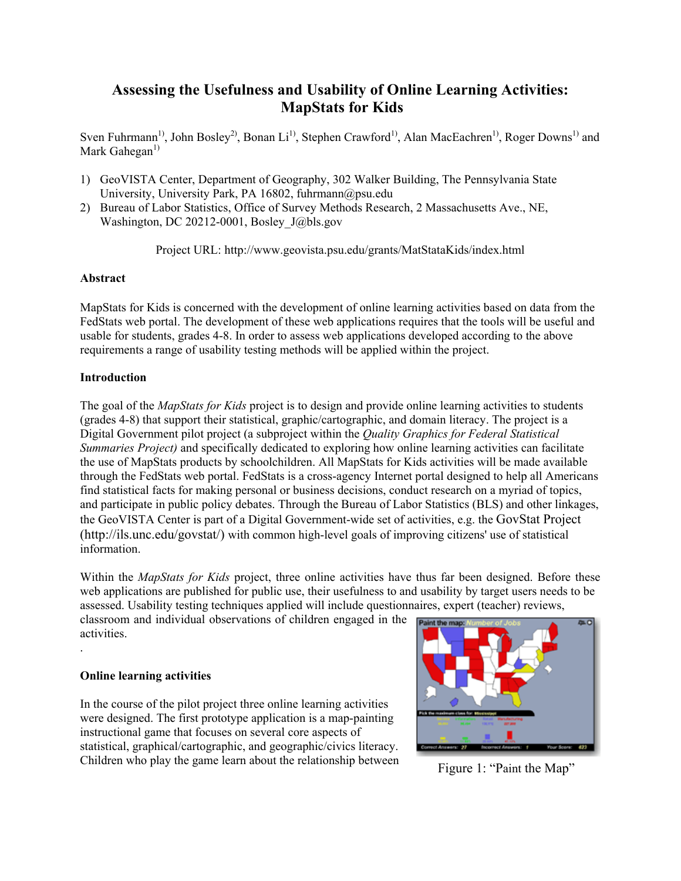# Assessing the Usefulness and Usability of Online Learning Activities: MapStats for Kids

Sven Fuhrmann[1)], John Bosley[2)], Bonan Li[1)], Stephen Crawford[1)], Alan MacEachren[1)], Roger Downs[1)] and Mark Gahegan[1)]

1) GeoVISTA Center, Department of Geography, 302 Walker Building, The Pennsylvania State University, University Park, PA 16802, fuhrmann@psu.edu
2) Bureau of Labor Statistics, Office of Survey Methods Research, 2 Massachusetts Ave., NE, Washington, DC 20212-0001, Bosley_J@bls.gov

Project URL: http://www.geovista.psu.edu/grants/MatStataKids/index.html

## Abstract

MapStats for Kids is concerned with the development of online learning activities based on data from the FedStats web portal. The development of these web applications requires that the tools will be useful and usable for students, grades 4-8. In order to assess web applications developed according to the above requirements a range of usability testing methods will be applied within the project.

## Introduction

The goal of the *MapStats for Kids* project is to design and provide online learning activities to students (grades 4-8) that support their statistical, graphic/cartographic, and domain literacy. The project is a Digital Government pilot project (a subproject within the *Quality Graphics for Federal Statistical Summaries Project)* and specifically dedicated to exploring how online learning activities can facilitate the use of MapStats products by schoolchildren. All MapStats for Kids activities will be made available through the FedStats web portal. FedStats is a cross-agency Internet portal designed to help all Americans find statistical facts for making personal or business decisions, conduct research on a myriad of topics, and participate in public policy debates. Through the Bureau of Labor Statistics (BLS) and other linkages, the GeoVISTA Center is part of a Digital Government-wide set of activities, e.g. the GovStat Project (http://ils.unc.edu/govstat/) with common high-level goals of improving citizens' use of statistical information.

Within the *MapStats for Kids* project, three online activities have thus far been designed. Before these web applications are published for public use, their usefulness to and usability by target users needs to be assessed. Usability testing techniques applied will include questionnaires, expert (teacher) reviews, classroom and individual observations of children engaged in the activities.

.

## Online learning activities

In the course of the pilot project three online learning activities were designed. The first prototype application is a map-painting instructional game that focuses on several core aspects of statistical, graphical/cartographic, and geographic/civics literacy. Children who play the game learn about the relationship between

Figure 1: "Paint the Map"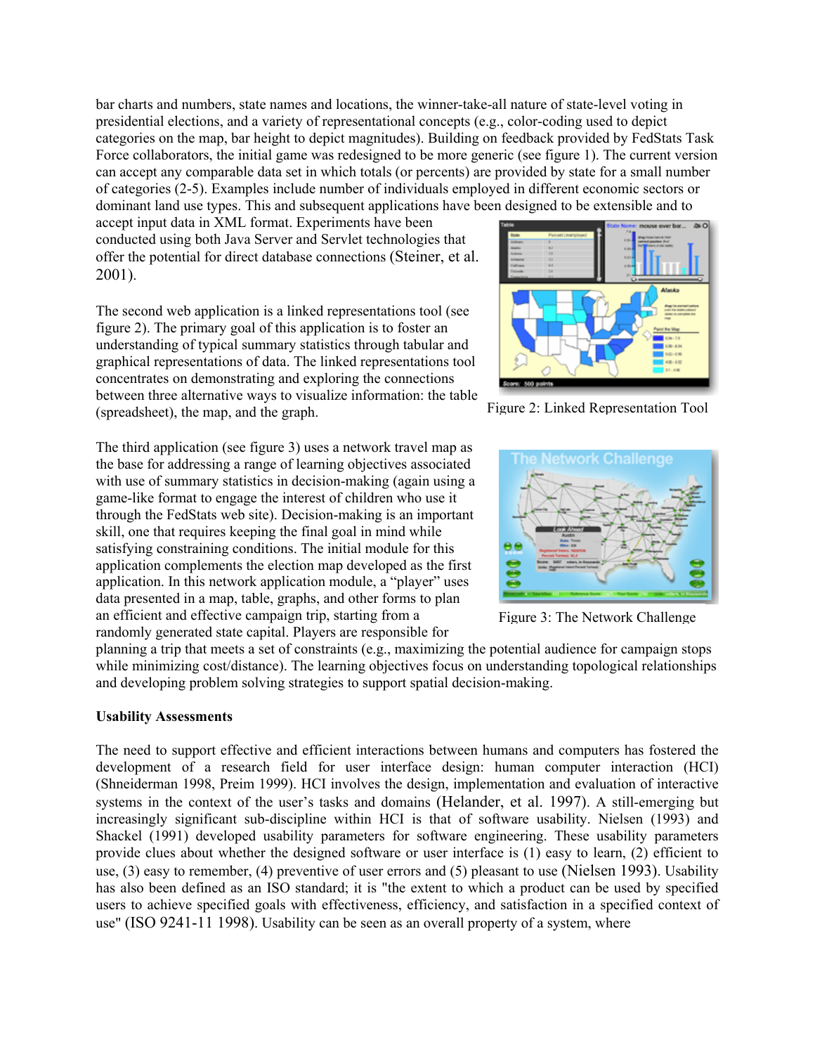bar charts and numbers, state names and locations, the winner-take-all nature of state-level voting in presidential elections, and a variety of representational concepts (e.g., color-coding used to depict categories on the map, bar height to depict magnitudes). Building on feedback provided by FedStats Task Force collaborators, the initial game was redesigned to be more generic (see figure 1). The current version can accept any comparable data set in which totals (or percents) are provided by state for a small number of categories (2-5). Examples include number of individuals employed in different economic sectors or dominant land use types. This and subsequent applications have been designed to be extensible and to accept input data in XML format. Experiments have been conducted using both Java Server and Servlet technologies that offer the potential for direct database connections (Steiner, et al. 2001).

The second web application is a linked representations tool (see figure 2). The primary goal of this application is to foster an understanding of typical summary statistics through tabular and graphical representations of data. The linked representations tool concentrates on demonstrating and exploring the connections between three alternative ways to visualize information: the table (spreadsheet), the map, and the graph.

Figure 2: Linked Representation Tool

The third application (see figure 3) uses a network travel map as the base for addressing a range of learning objectives associated with use of summary statistics in decision-making (again using a game-like format to engage the interest of children who use it through the FedStats web site). Decision-making is an important skill, one that requires keeping the final goal in mind while satisfying constraining conditions. The initial module for this application complements the election map developed as the first application. In this network application module, a "player" uses data presented in a map, table, graphs, and other forms to plan an efficient and effective campaign trip, starting from a randomly generated state capital. Players are responsible for planning a trip that meets a set of constraints (e.g., maximizing the potential audience for campaign stops while minimizing cost/distance). The learning objectives focus on understanding topological relationships and developing problem solving strategies to support spatial decision-making.

Figure 3: The Network Challenge

**Usability Assessments**

The need to support effective and efficient interactions between humans and computers has fostered the development of a research field for user interface design: human computer interaction (HCI) (Shneiderman 1998, Preim 1999). HCI involves the design, implementation and evaluation of interactive systems in the context of the user's tasks and domains (Helander, et al. 1997). A still-emerging but increasingly significant sub-discipline within HCI is that of software usability. Nielsen (1993) and Shackel (1991) developed usability parameters for software engineering. These usability parameters provide clues about whether the designed software or user interface is (1) easy to learn, (2) efficient to use, (3) easy to remember, (4) preventive of user errors and (5) pleasant to use (Nielsen 1993). Usability has also been defined as an ISO standard; it is "the extent to which a product can be used by specified users to achieve specified goals with effectiveness, efficiency, and satisfaction in a specified context of use" (ISO 9241-11 1998). Usability can be seen as an overall property of a system, where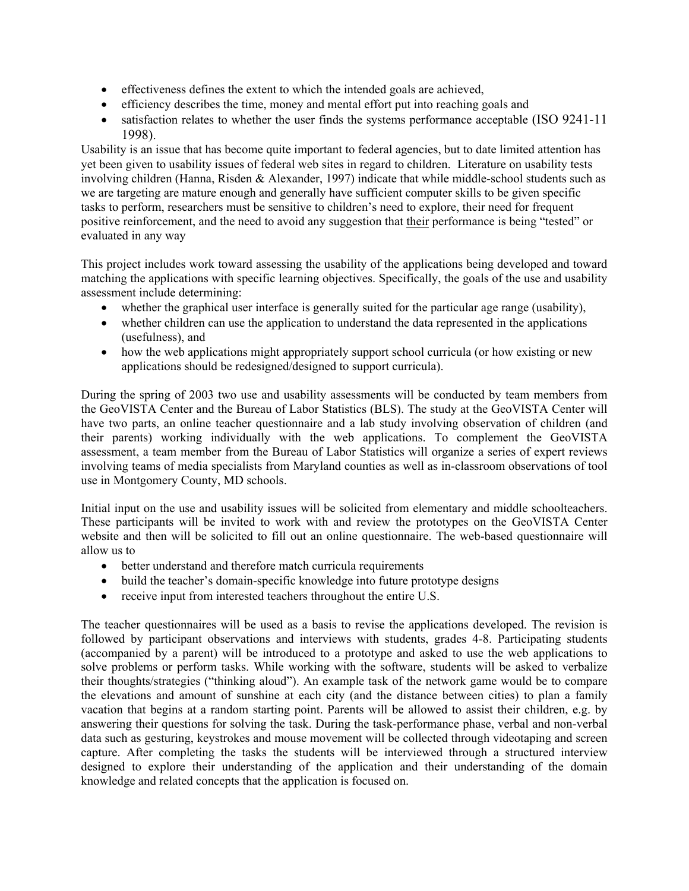- effectiveness defines the extent to which the intended goals are achieved,
- efficiency describes the time, money and mental effort put into reaching goals and
- satisfaction relates to whether the user finds the systems performance acceptable (ISO 9241-11 1998).

Usability is an issue that has become quite important to federal agencies, but to date limited attention has yet been given to usability issues of federal web sites in regard to children. Literature on usability tests involving children (Hanna, Risden & Alexander, 1997) indicate that while middle-school students such as we are targeting are mature enough and generally have sufficient computer skills to be given specific tasks to perform, researchers must be sensitive to children's need to explore, their need for frequent positive reinforcement, and the need to avoid any suggestion that <u>their</u> performance is being "tested" or evaluated in any way

This project includes work toward assessing the usability of the applications being developed and toward matching the applications with specific learning objectives. Specifically, the goals of the use and usability assessment include determining:

- whether the graphical user interface is generally suited for the particular age range (usability),
- whether children can use the application to understand the data represented in the applications (usefulness), and
- how the web applications might appropriately support school curricula (or how existing or new applications should be redesigned/designed to support curricula).

During the spring of 2003 two use and usability assessments will be conducted by team members from the GeoVISTA Center and the Bureau of Labor Statistics (BLS). The study at the GeoVISTA Center will have two parts, an online teacher questionnaire and a lab study involving observation of children (and their parents) working individually with the web applications. To complement the GeoVISTA assessment, a team member from the Bureau of Labor Statistics will organize a series of expert reviews involving teams of media specialists from Maryland counties as well as in-classroom observations of tool use in Montgomery County, MD schools.

Initial input on the use and usability issues will be solicited from elementary and middle schoolteachers. These participants will be invited to work with and review the prototypes on the GeoVISTA Center website and then will be solicited to fill out an online questionnaire. The web-based questionnaire will allow us to

- better understand and therefore match curricula requirements
- build the teacher's domain-specific knowledge into future prototype designs
- receive input from interested teachers throughout the entire U.S.

The teacher questionnaires will be used as a basis to revise the applications developed. The revision is followed by participant observations and interviews with students, grades 4-8. Participating students (accompanied by a parent) will be introduced to a prototype and asked to use the web applications to solve problems or perform tasks. While working with the software, students will be asked to verbalize their thoughts/strategies ("thinking aloud"). An example task of the network game would be to compare the elevations and amount of sunshine at each city (and the distance between cities) to plan a family vacation that begins at a random starting point. Parents will be allowed to assist their children, e.g. by answering their questions for solving the task. During the task-performance phase, verbal and non-verbal data such as gesturing, keystrokes and mouse movement will be collected through videotaping and screen capture. After completing the tasks the students will be interviewed through a structured interview designed to explore their understanding of the application and their understanding of the domain knowledge and related concepts that the application is focused on.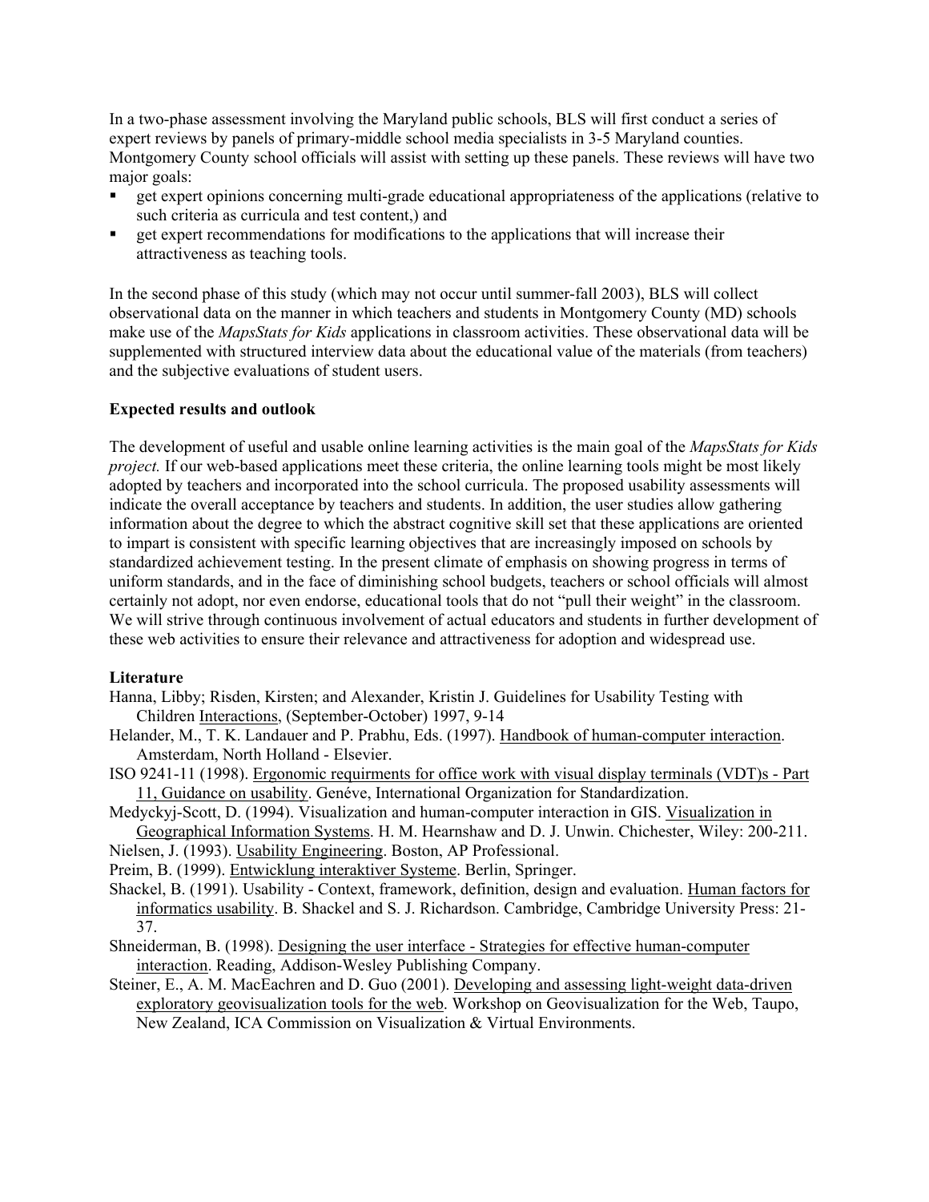In a two-phase assessment involving the Maryland public schools, BLS will first conduct a series of expert reviews by panels of primary-middle school media specialists in 3-5 Maryland counties. Montgomery County school officials will assist with setting up these panels. These reviews will have two major goals:

- get expert opinions concerning multi-grade educational appropriateness of the applications (relative to such criteria as curricula and test content,) and
- get expert recommendations for modifications to the applications that will increase their attractiveness as teaching tools.

In the second phase of this study (which may not occur until summer-fall 2003), BLS will collect observational data on the manner in which teachers and students in Montgomery County (MD) schools make use of the *MapsStats for Kids* applications in classroom activities. These observational data will be supplemented with structured interview data about the educational value of the materials (from teachers) and the subjective evaluations of student users.

**Expected results and outlook**

The development of useful and usable online learning activities is the main goal of the *MapsStats for Kids project.* If our web-based applications meet these criteria, the online learning tools might be most likely adopted by teachers and incorporated into the school curricula. The proposed usability assessments will indicate the overall acceptance by teachers and students. In addition, the user studies allow gathering information about the degree to which the abstract cognitive skill set that these applications are oriented to impart is consistent with specific learning objectives that are increasingly imposed on schools by standardized achievement testing. In the present climate of emphasis on showing progress in terms of uniform standards, and in the face of diminishing school budgets, teachers or school officials will almost certainly not adopt, nor even endorse, educational tools that do not "pull their weight" in the classroom. We will strive through continuous involvement of actual educators and students in further development of these web activities to ensure their relevance and attractiveness for adoption and widespread use.

**Literature**

Hanna, Libby; Risden, Kirsten; and Alexander, Kristin J. Guidelines for Usability Testing with Children Interactions, (September-October) 1997, 9-14

Helander, M., T. K. Landauer and P. Prabhu, Eds. (1997). Handbook of human-computer interaction. Amsterdam, North Holland - Elsevier.

ISO 9241-11 (1998). Ergonomic requirments for office work with visual display terminals (VDT)s - Part 11, Guidance on usability. Genéve, International Organization for Standardization.

Medyckyj-Scott, D. (1994). Visualization and human-computer interaction in GIS. Visualization in Geographical Information Systems. H. M. Hearnshaw and D. J. Unwin. Chichester, Wiley: 200-211.

Nielsen, J. (1993). Usability Engineering. Boston, AP Professional.

Preim, B. (1999). Entwicklung interaktiver Systeme. Berlin, Springer.

Shackel, B. (1991). Usability - Context, framework, definition, design and evaluation. Human factors for informatics usability. B. Shackel and S. J. Richardson. Cambridge, Cambridge University Press: 21-37.

Shneiderman, B. (1998). Designing the user interface - Strategies for effective human-computer interaction. Reading, Addison-Wesley Publishing Company.

Steiner, E., A. M. MacEachren and D. Guo (2001). Developing and assessing light-weight data-driven exploratory geovisualization tools for the web. Workshop on Geovisualization for the Web, Taupo, New Zealand, ICA Commission on Visualization & Virtual Environments.